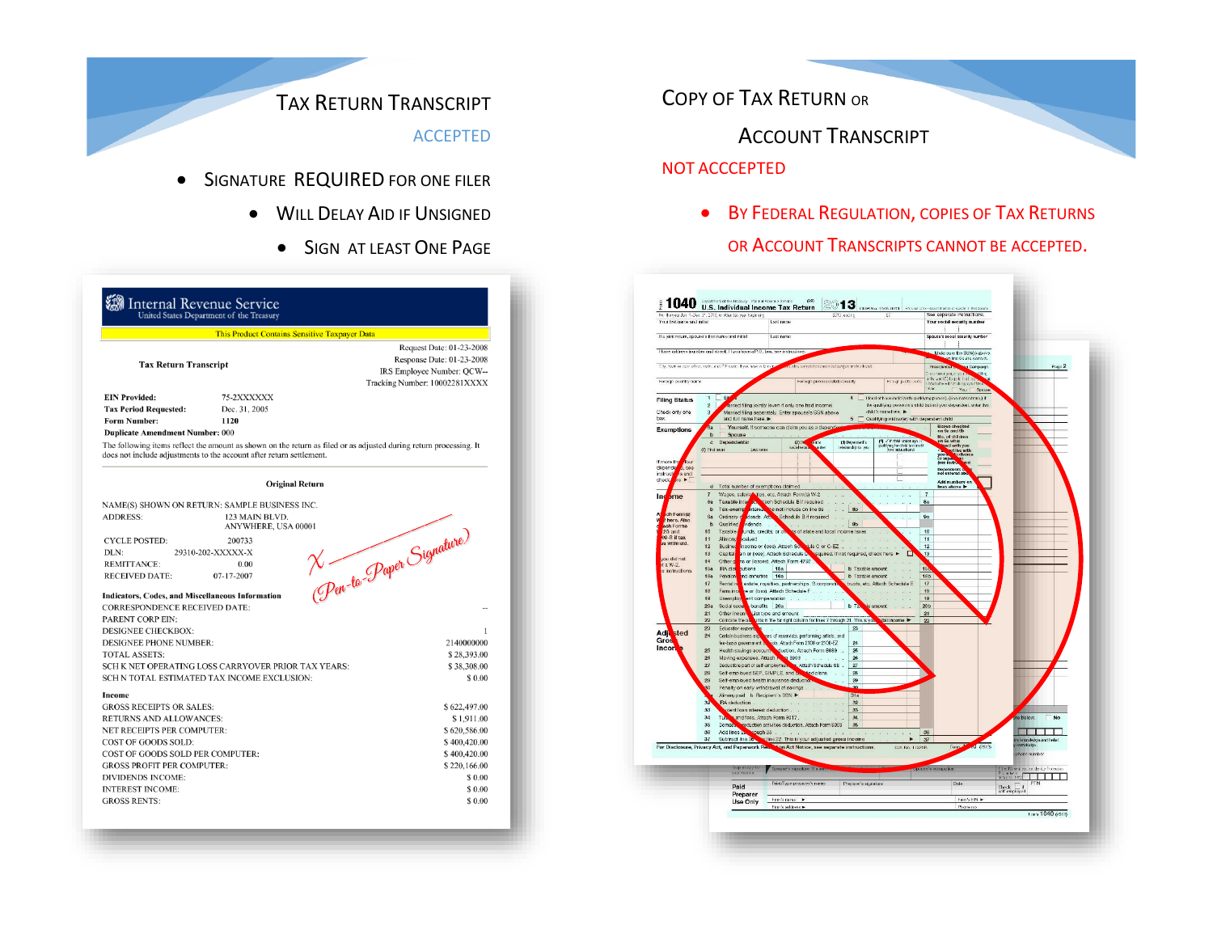# Tax Return Transcript

ACCEPTED

- Signature REQUIRED for one filer
  - Will Delay Aid if Unsigned
  - Sign at least One Page

**Internal Revenue Service**
United States Department of the Treasury

This Product Contains Sensitive Taxpayer Data

Request Date: 01-23-2008
Response Date: 01-23-2008
IRS Employee Number: QCW--
Tracking Number: 10002281XXXX

**Tax Return Transcript**

**EIN Provided:** 75-2XXXXXX
**Tax Period Requested:** Dec. 31, 2005
**Form Number:** 1120
**Duplicate Amendment Number:** 000

The following items reflect the amount as shown on the return as filed or as adjusted during return processing. It does not include adjustments to the account after return settlement.

**Original Return**

NAME(S) SHOWN ON RETURN: SAMPLE BUSINESS INC.
ADDRESS: 123 MAIN BLVD.
ANYWHERE, USA 00001

CYCLE POSTED: 200733
DLN: 29310-202-XXXXX-X
REMITTANCE: 0.00
RECEIVED DATE: 07-17-2007

X ______ (Pen-to-Paper Signature)

**Indicators, Codes, and Miscellaneous Information**

| | |
|---|---|
| CORRESPONDENCE RECEIVED DATE: | -- |
| PARENT CORP EIN: | |
| DESIGNEE CHECKBOX: | 1 |
| DESIGNEE PHONE NUMBER: | 2140000000 |
| TOTAL ASSETS: | $ 28,393.00 |
| SCH K NET OPERATING LOSS CARRYOVER PRIOR TAX YEARS: | $ 38,308.00 |
| SCH N TOTAL ESTIMATED TAX INCOME EXCLUSION: | $ 0.00 |

**Income**

| | |
|---|---|
| GROSS RECEIPTS OR SALES: | $ 622,497.00 |
| RETURNS AND ALLOWANCES: | $ 1,911.00 |
| NET RECEIPTS PER COMPUTER: | $ 620,586.00 |
| COST OF GOODS SOLD: | $ 400,420.00 |
| COST OF GOODS SOLD PER COMPUTER: | $ 400,420.00 |
| GROSS PROFIT PER COMPUTER: | $ 220,166.00 |
| DIVIDENDS INCOME: | $ 0.00 |
| INTEREST INCOME: | $ 0.00 |
| GROSS RENTS: | $ 0.00 |

# Copy of Tax Return or Account Transcript

NOT ACCCEPTED

- By Federal Regulation, copies of Tax Returns or Account Transcripts cannot be accepted.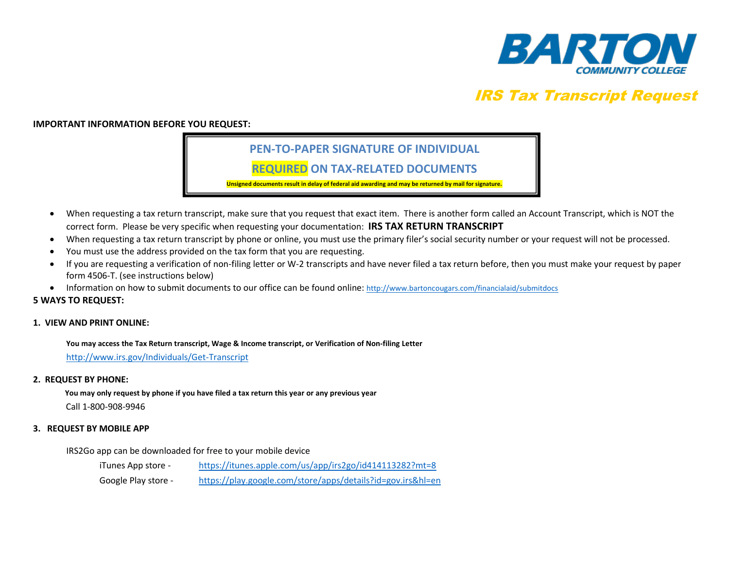BARTON
COMMUNITY COLLEGE

# IRS Tax Transcript Request

**IMPORTANT INFORMATION BEFORE YOU REQUEST:**

**PEN-TO-PAPER SIGNATURE OF INDIVIDUAL**

**REQUIRED ON TAX-RELATED DOCUMENTS**

**Unsigned documents result in delay of federal aid awarding and may be returned by mail for signature.**

- When requesting a tax return transcript, make sure that you request that exact item. There is another form called an Account Transcript, which is NOT the correct form. Please be very specific when requesting your documentation: **IRS TAX RETURN TRANSCRIPT**
- When requesting a tax return transcript by phone or online, you must use the primary filer's social security number or your request will not be processed.
- You must use the address provided on the tax form that you are requesting.
- If you are requesting a verification of non-filing letter or W-2 transcripts and have never filed a tax return before, then you must make your request by paper form 4506-T. (see instructions below)
- Information on how to submit documents to our office can be found online: http://www.bartoncougars.com/financialaid/submitdocs

**5 WAYS TO REQUEST:**

**1. VIEW AND PRINT ONLINE:**

**You may access the Tax Return transcript, Wage & Income transcript, or Verification of Non-filing Letter**

http://www.irs.gov/Individuals/Get-Transcript

**2. REQUEST BY PHONE:**

**You may only request by phone if you have filed a tax return this year or any previous year**

Call 1-800-908-9946

**3. REQUEST BY MOBILE APP**

IRS2Go app can be downloaded for free to your mobile device

iTunes App store - https://itunes.apple.com/us/app/irs2go/id414113282?mt=8

Google Play store - https://play.google.com/store/apps/details?id=gov.irs&hl=en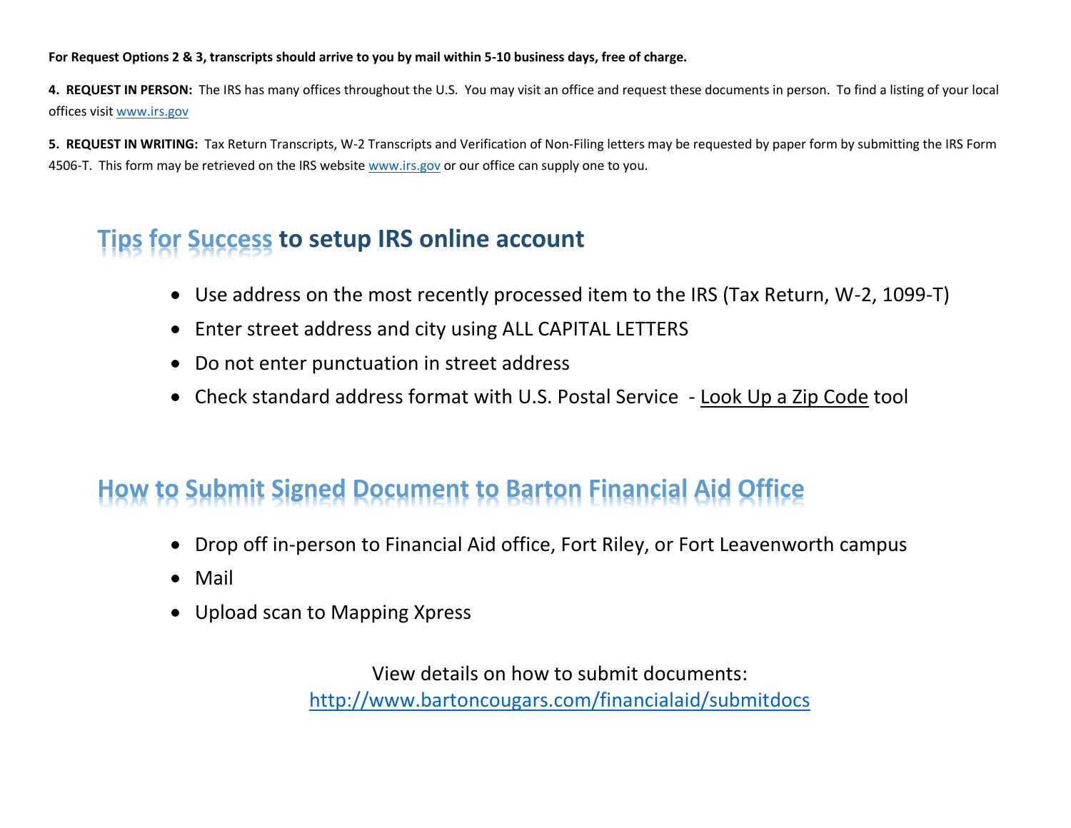**For Request Options 2 & 3, transcripts should arrive to you by mail within 5-10 business days, free of charge.**

**4. REQUEST IN PERSON:** The IRS has many offices throughout the U.S. You may visit an office and request these documents in person. To find a listing of your local offices visit www.irs.gov

**5. REQUEST IN WRITING:** Tax Return Transcripts, W-2 Transcripts and Verification of Non-Filing letters may be requested by paper form by submitting the IRS Form 4506-T. This form may be retrieved on the IRS website www.irs.gov or our office can supply one to you.

## Tips for Success to setup IRS online account

- Use address on the most recently processed item to the IRS (Tax Return, W-2, 1099-T)
- Enter street address and city using ALL CAPITAL LETTERS
- Do not enter punctuation in street address
- Check standard address format with U.S. Postal Service - Look Up a Zip Code tool

## How to Submit Signed Document to Barton Financial Aid Office

- Drop off in-person to Financial Aid office, Fort Riley, or Fort Leavenworth campus
- Mail
- Upload scan to Mapping Xpress

View details on how to submit documents:
http://www.bartoncougars.com/financialaid/submitdocs